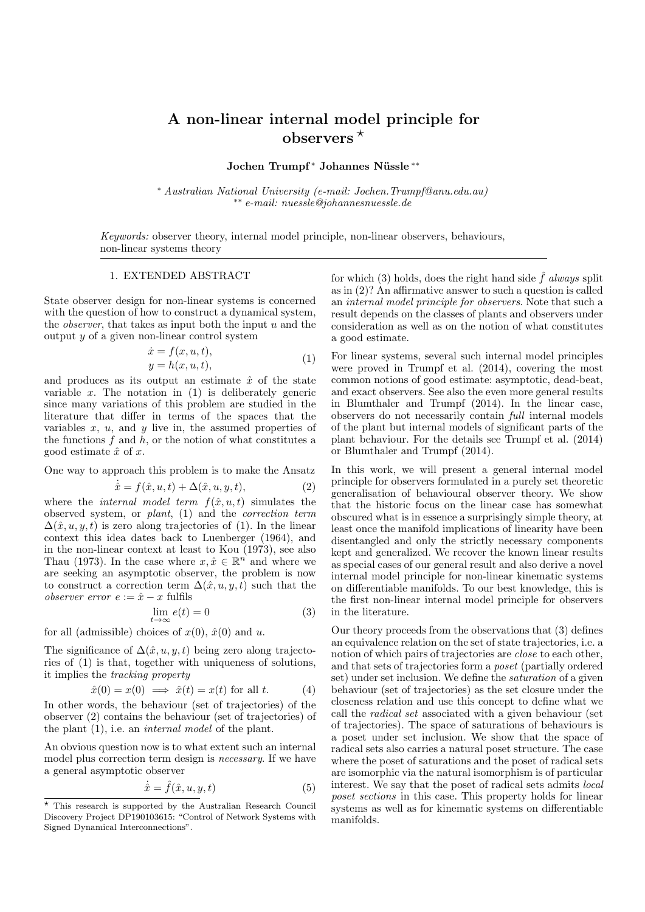# A non-linear internal model principle for observers ⋆

**Jochen Trumpf** [*] **Johannes Nüssle** [**]

[*] *Australian National University (e-mail: Jochen.Trumpf@anu.edu.au)*
[**] *e-mail: nuessle@johannesnuessle.de*

*Keywords:* observer theory, internal model principle, non-linear observers, behaviours, non-linear systems theory

## 1. EXTENDED ABSTRACT

State observer design for non-linear systems is concerned with the question of how to construct a dynamical system, the *observer*, that takes as input both the input $u$ and the output $y$ of a given non-linear control system

$$\begin{aligned} \dot{x} &= f(x, u, t), \\ y &= h(x, u, t), \end{aligned} \tag{1}$$

and produces as its output an estimate $\hat{x}$ of the state variable $x$. The notation in (1) is deliberately generic since many variations of this problem are studied in the literature that differ in terms of the spaces that the variables $x$, $u$, and $y$ live in, the assumed properties of the functions $f$ and $h$, or the notion of what constitutes a good estimate $\hat{x}$ of $x$.

One way to approach this problem is to make the Ansatz

$$\dot{\hat{x}} = f(\hat{x}, u, t) + \Delta(\hat{x}, u, y, t), \tag{2}$$

where the *internal model term* $f(\hat{x}, u, t)$ simulates the observed system, or *plant*, (1) and the *correction term* $\Delta(\hat{x}, u, y, t)$ is zero along trajectories of (1). In the linear context this idea dates back to Luenberger (1964), and in the non-linear context at least to Kou (1973), see also Thau (1973). In the case where $x, \hat{x} \in \mathbb{R}^n$ and where we are seeking an asymptotic observer, the problem is now to construct a correction term $\Delta(\hat{x}, u, y, t)$ such that the *observer error* $e := \hat{x} - x$ fulfils

$$\lim_{t \to \infty} e(t) = 0 \tag{3}$$

for all (admissible) choices of $x(0)$, $\hat{x}(0)$ and $u$.

The significance of $\Delta(\hat{x}, u, y, t)$ being zero along trajectories of (1) is that, together with uniqueness of solutions, it implies the *tracking property*

$$\hat{x}(0) = x(0) \implies \hat{x}(t) = x(t) \text{ for all } t. \tag{4}$$

In other words, the behaviour (set of trajectories) of the observer (2) contains the behaviour (set of trajectories) of the plant (1), i.e. an *internal model* of the plant.

An obvious question now is to what extent such an internal model plus correction term design is *necessary*. If we have a general asymptotic observer

$$\dot{\hat{x}} = \hat{f}(\hat{x}, u, y, t) \tag{5}$$

for which (3) holds, does the right hand side $\hat{f}$ *always* split as in (2)? An affirmative answer to such a question is called an *internal model principle for observers*. Note that such a result depends on the classes of plants and observers under consideration as well as on the notion of what constitutes a good estimate.

For linear systems, several such internal model principles were proved in Trumpf et al. (2014), covering the most common notions of good estimate: asymptotic, dead-beat, and exact observers. See also the even more general results in Blumthaler and Trumpf (2014). In the linear case, observers do not necessarily contain *full* internal models of the plant but internal models of significant parts of the plant behaviour. For the details see Trumpf et al. (2014) or Blumthaler and Trumpf (2014).

In this work, we will present a general internal model principle for observers formulated in a purely set theoretic generalisation of behavioural observer theory. We show that the historic focus on the linear case has somewhat obscured what is in essence a surprisingly simple theory, at least once the manifold implications of linearity have been disentangled and only the strictly necessary components kept and generalized. We recover the known linear results as special cases of our general result and also derive a novel internal model principle for non-linear kinematic systems on differentiable manifolds. To our best knowledge, this is the first non-linear internal model principle for observers in the literature.

Our theory proceeds from the observations that (3) defines an equivalence relation on the set of state trajectories, i.e. a notion of which pairs of trajectories are *close* to each other, and that sets of trajectories form a *poset* (partially ordered set) under set inclusion. We define the *saturation* of a given behaviour (set of trajectories) as the set closure under the closeness relation and use this concept to define what we call the *radical set* associated with a given behaviour (set of trajectories). The space of saturations of behaviours is a poset under set inclusion. We show that the space of radical sets also carries a natural poset structure. The case where the poset of saturations and the poset of radical sets are isomorphic via the natural isomorphism is of particular interest. We say that the poset of radical sets admits *local poset sections* in this case. This property holds for linear systems as well as for kinematic systems on differentiable manifolds.

⋆ This research is supported by the Australian Research Council Discovery Project DP190103615: "Control of Network Systems with Signed Dynamical Interconnections".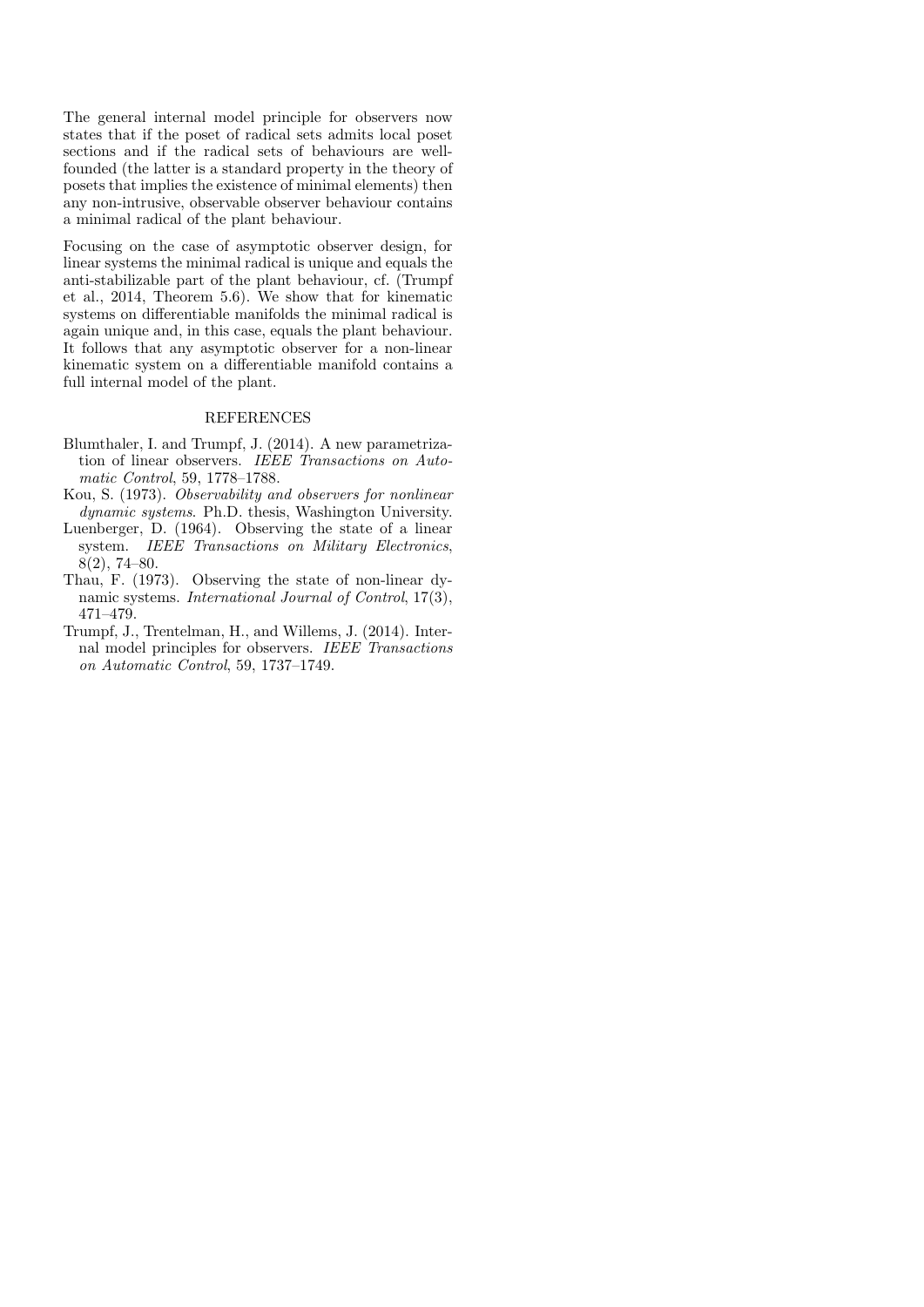The general internal model principle for observers now states that if the poset of radical sets admits local poset sections and if the radical sets of behaviours are well-founded (the latter is a standard property in the theory of posets that implies the existence of minimal elements) then any non-intrusive, observable observer behaviour contains a minimal radical of the plant behaviour.

Focusing on the case of asymptotic observer design, for linear systems the minimal radical is unique and equals the anti-stabilizable part of the plant behaviour, cf. (Trumpf et al., 2014, Theorem 5.6). We show that for kinematic systems on differentiable manifolds the minimal radical is again unique and, in this case, equals the plant behaviour. It follows that any asymptotic observer for a non-linear kinematic system on a differentiable manifold contains a full internal model of the plant.

## REFERENCES

Blumthaler, I. and Trumpf, J. (2014). A new parametrization of linear observers. *IEEE Transactions on Automatic Control*, 59, 1778–1788.

Kou, S. (1973). *Observability and observers for nonlinear dynamic systems*. Ph.D. thesis, Washington University.

Luenberger, D. (1964). Observing the state of a linear system. *IEEE Transactions on Military Electronics*, 8(2), 74–80.

Thau, F. (1973). Observing the state of non-linear dynamic systems. *International Journal of Control*, 17(3), 471–479.

Trumpf, J., Trentelman, H., and Willems, J. (2014). Internal model principles for observers. *IEEE Transactions on Automatic Control*, 59, 1737–1749.